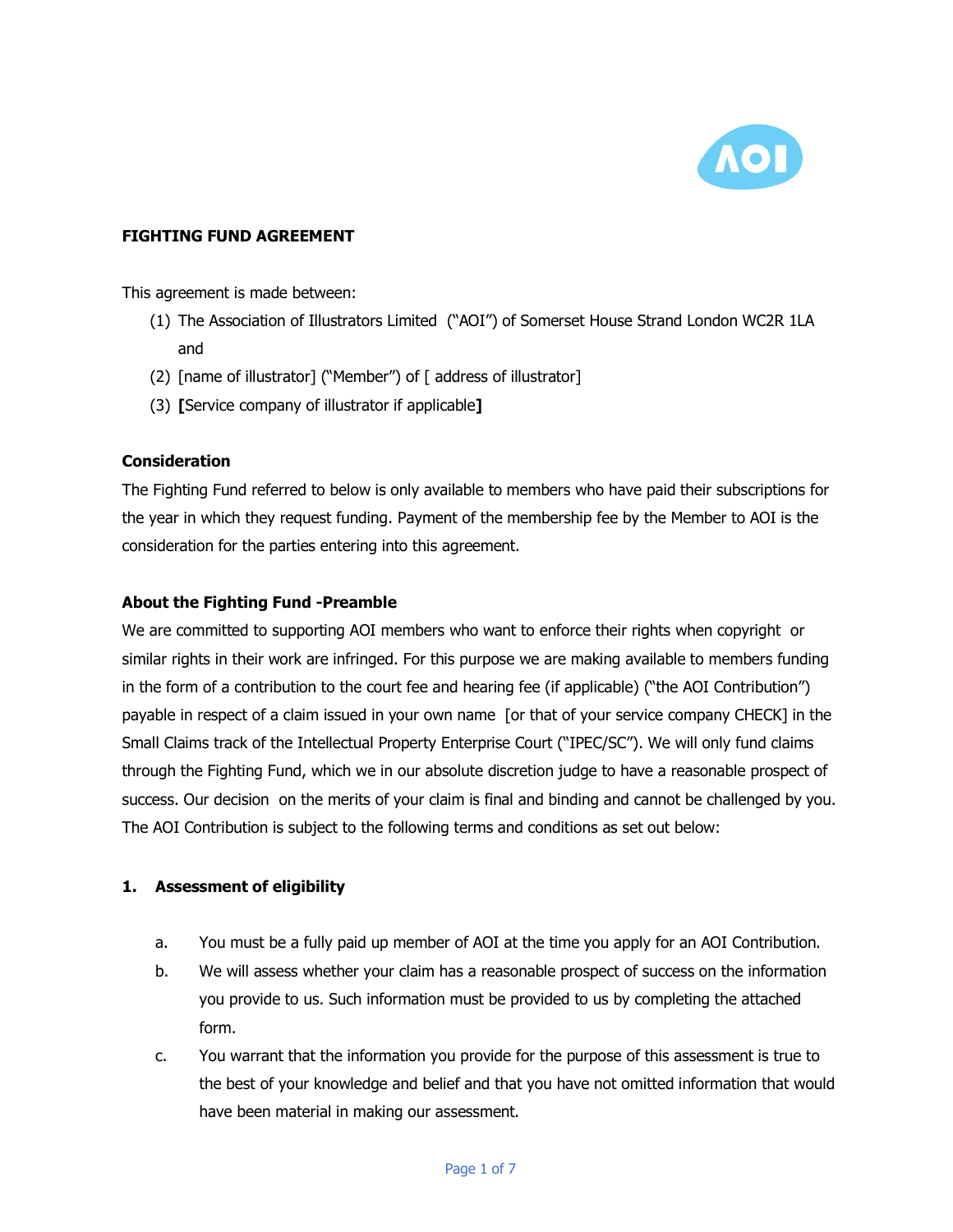**FIGHTING FUND AGREEMENT**

This agreement is made between:

(1) The Association of Illustrators Limited ("AOI") of Somerset House Strand London WC2R 1LA and

(2) [name of illustrator] ("Member") of [ address of illustrator]

(3) **[**Service company of illustrator if applicable**]**

**Consideration**

The Fighting Fund referred to below is only available to members who have paid their subscriptions for the year in which they request funding. Payment of the membership fee by the Member to AOI is the consideration for the parties entering into this agreement.

**About the Fighting Fund -Preamble**

We are committed to supporting AOI members who want to enforce their rights when copyright or similar rights in their work are infringed. For this purpose we are making available to members funding in the form of a contribution to the court fee and hearing fee (if applicable) ("the AOI Contribution") payable in respect of a claim issued in your own name [or that of your service company CHECK] in the Small Claims track of the Intellectual Property Enterprise Court ("IPEC/SC"). We will only fund claims through the Fighting Fund, which we in our absolute discretion judge to have a reasonable prospect of success. Our decision on the merits of your claim is final and binding and cannot be challenged by you. The AOI Contribution is subject to the following terms and conditions as set out below:

**1. Assessment of eligibility**

a. You must be a fully paid up member of AOI at the time you apply for an AOI Contribution.

b. We will assess whether your claim has a reasonable prospect of success on the information you provide to us. Such information must be provided to us by completing the attached form.

c. You warrant that the information you provide for the purpose of this assessment is true to the best of your knowledge and belief and that you have not omitted information that would have been material in making our assessment.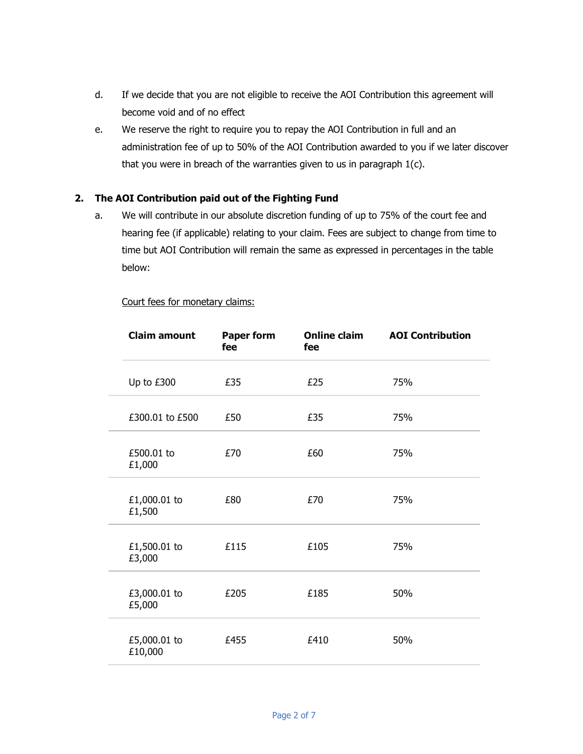d. If we decide that you are not eligible to receive the AOI Contribution this agreement will become void and of no effect

e. We reserve the right to require you to repay the AOI Contribution in full and an administration fee of up to 50% of the AOI Contribution awarded to you if we later discover that you were in breach of the warranties given to us in paragraph 1(c).

## 2. The AOI Contribution paid out of the Fighting Fund

a. We will contribute in our absolute discretion funding of up to 75% of the court fee and hearing fee (if applicable) relating to your claim. Fees are subject to change from time to time but AOI Contribution will remain the same as expressed in percentages in the table below:

Court fees for monetary claims:

| Claim amount | Paper form fee | Online claim fee | AOI Contribution |
|---|---|---|---|
| Up to £300 | £35 | £25 | 75% |
| £300.01 to £500 | £50 | £35 | 75% |
| £500.01 to £1,000 | £70 | £60 | 75% |
| £1,000.01 to £1,500 | £80 | £70 | 75% |
| £1,500.01 to £3,000 | £115 | £105 | 75% |
| £3,000.01 to £5,000 | £205 | £185 | 50% |
| £5,000.01 to £10,000 | £455 | £410 | 50% |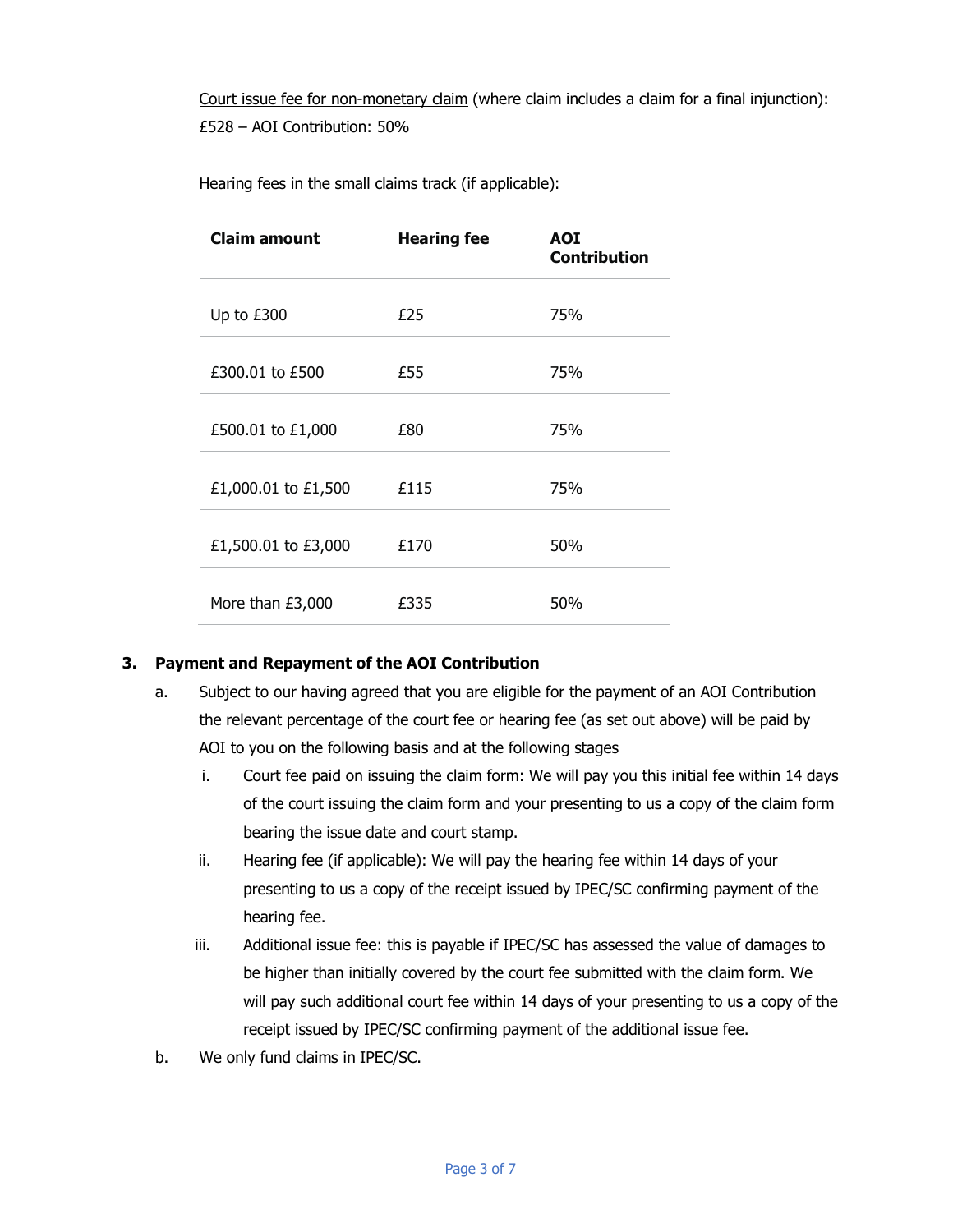<u>Court issue fee for non-monetary claim</u> (where claim includes a claim for a final injunction): £528 – AOI Contribution: 50%

<u>Hearing fees in the small claims track</u> (if applicable):

| Claim amount | Hearing fee | AOI Contribution |
|---|---|---|
| Up to £300 | £25 | 75% |
| £300.01 to £500 | £55 | 75% |
| £500.01 to £1,000 | £80 | 75% |
| £1,000.01 to £1,500 | £115 | 75% |
| £1,500.01 to £3,000 | £170 | 50% |
| More than £3,000 | £335 | 50% |

### 3. Payment and Repayment of the AOI Contribution

a. Subject to our having agreed that you are eligible for the payment of an AOI Contribution the relevant percentage of the court fee or hearing fee (as set out above) will be paid by AOI to you on the following basis and at the following stages

   i. Court fee paid on issuing the claim form: We will pay you this initial fee within 14 days of the court issuing the claim form and your presenting to us a copy of the claim form bearing the issue date and court stamp.

   ii. Hearing fee (if applicable): We will pay the hearing fee within 14 days of your presenting to us a copy of the receipt issued by IPEC/SC confirming payment of the hearing fee.

   iii. Additional issue fee: this is payable if IPEC/SC has assessed the value of damages to be higher than initially covered by the court fee submitted with the claim form. We will pay such additional court fee within 14 days of your presenting to us a copy of the receipt issued by IPEC/SC confirming payment of the additional issue fee.

b. We only fund claims in IPEC/SC.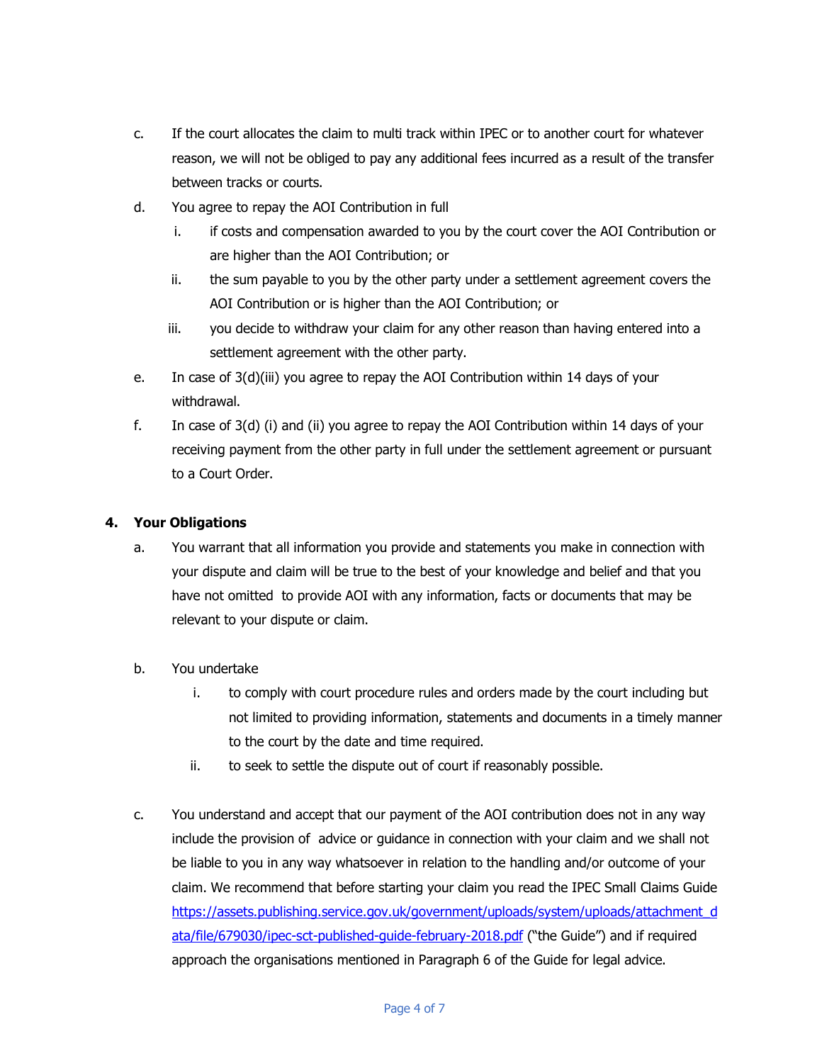c. If the court allocates the claim to multi track within IPEC or to another court for whatever reason, we will not be obliged to pay any additional fees incurred as a result of the transfer between tracks or courts.

d. You agree to repay the AOI Contribution in full

   i. if costs and compensation awarded to you by the court cover the AOI Contribution or are higher than the AOI Contribution; or

   ii. the sum payable to you by the other party under a settlement agreement covers the AOI Contribution or is higher than the AOI Contribution; or

   iii. you decide to withdraw your claim for any other reason than having entered into a settlement agreement with the other party.

e. In case of 3(d)(iii) you agree to repay the AOI Contribution within 14 days of your withdrawal.

f. In case of 3(d) (i) and (ii) you agree to repay the AOI Contribution within 14 days of your receiving payment from the other party in full under the settlement agreement or pursuant to a Court Order.

## 4. Your Obligations

a. You warrant that all information you provide and statements you make in connection with your dispute and claim will be true to the best of your knowledge and belief and that you have not omitted to provide AOI with any information, facts or documents that may be relevant to your dispute or claim.

b. You undertake

   i. to comply with court procedure rules and orders made by the court including but not limited to providing information, statements and documents in a timely manner to the court by the date and time required.

   ii. to seek to settle the dispute out of court if reasonably possible.

c. You understand and accept that our payment of the AOI contribution does not in any way include the provision of advice or guidance in connection with your claim and we shall not be liable to you in any way whatsoever in relation to the handling and/or outcome of your claim. We recommend that before starting your claim you read the IPEC Small Claims Guide https://assets.publishing.service.gov.uk/government/uploads/system/uploads/attachment_data/file/679030/ipec-sct-published-guide-february-2018.pdf ("the Guide") and if required approach the organisations mentioned in Paragraph 6 of the Guide for legal advice.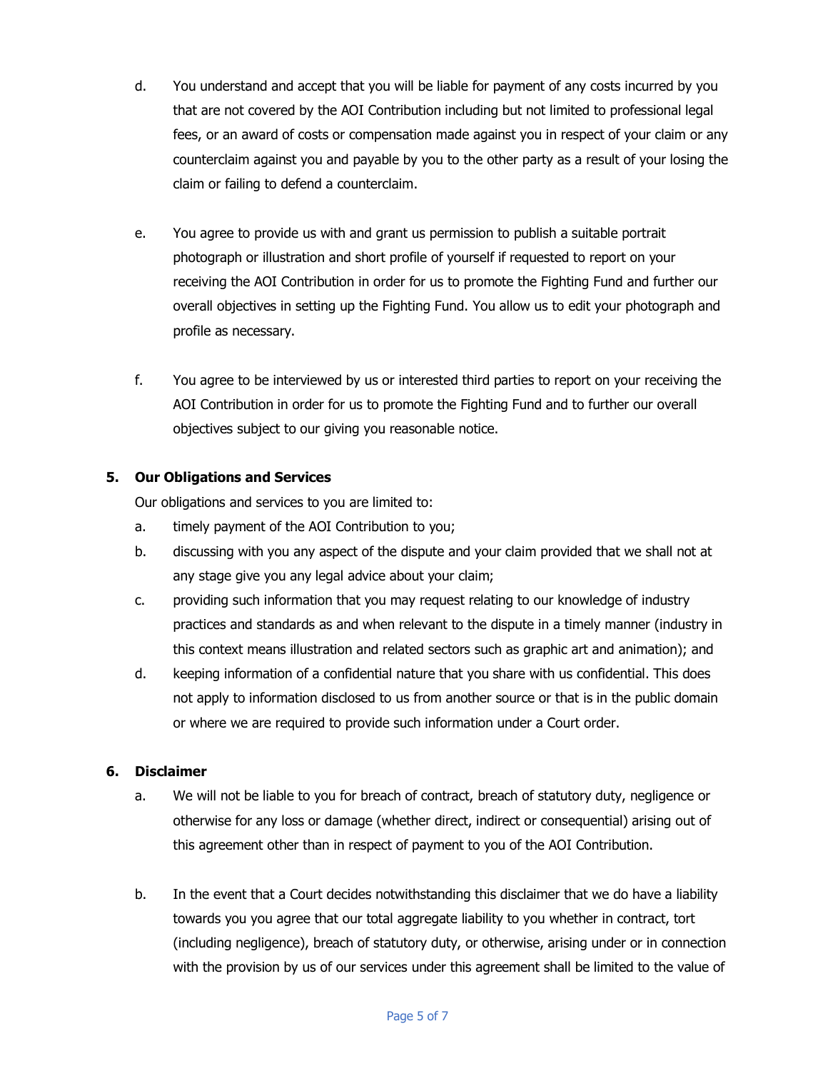d. You understand and accept that you will be liable for payment of any costs incurred by you that are not covered by the AOI Contribution including but not limited to professional legal fees, or an award of costs or compensation made against you in respect of your claim or any counterclaim against you and payable by you to the other party as a result of your losing the claim or failing to defend a counterclaim.

e. You agree to provide us with and grant us permission to publish a suitable portrait photograph or illustration and short profile of yourself if requested to report on your receiving the AOI Contribution in order for us to promote the Fighting Fund and further our overall objectives in setting up the Fighting Fund. You allow us to edit your photograph and profile as necessary.

f. You agree to be interviewed by us or interested third parties to report on your receiving the AOI Contribution in order for us to promote the Fighting Fund and to further our overall objectives subject to our giving you reasonable notice.

**5. Our Obligations and Services**

Our obligations and services to you are limited to:

a. timely payment of the AOI Contribution to you;

b. discussing with you any aspect of the dispute and your claim provided that we shall not at any stage give you any legal advice about your claim;

c. providing such information that you may request relating to our knowledge of industry practices and standards as and when relevant to the dispute in a timely manner (industry in this context means illustration and related sectors such as graphic art and animation); and

d. keeping information of a confidential nature that you share with us confidential. This does not apply to information disclosed to us from another source or that is in the public domain or where we are required to provide such information under a Court order.

**6. Disclaimer**

a. We will not be liable to you for breach of contract, breach of statutory duty, negligence or otherwise for any loss or damage (whether direct, indirect or consequential) arising out of this agreement other than in respect of payment to you of the AOI Contribution.

b. In the event that a Court decides notwithstanding this disclaimer that we do have a liability towards you you agree that our total aggregate liability to you whether in contract, tort (including negligence), breach of statutory duty, or otherwise, arising under or in connection with the provision by us of our services under this agreement shall be limited to the value of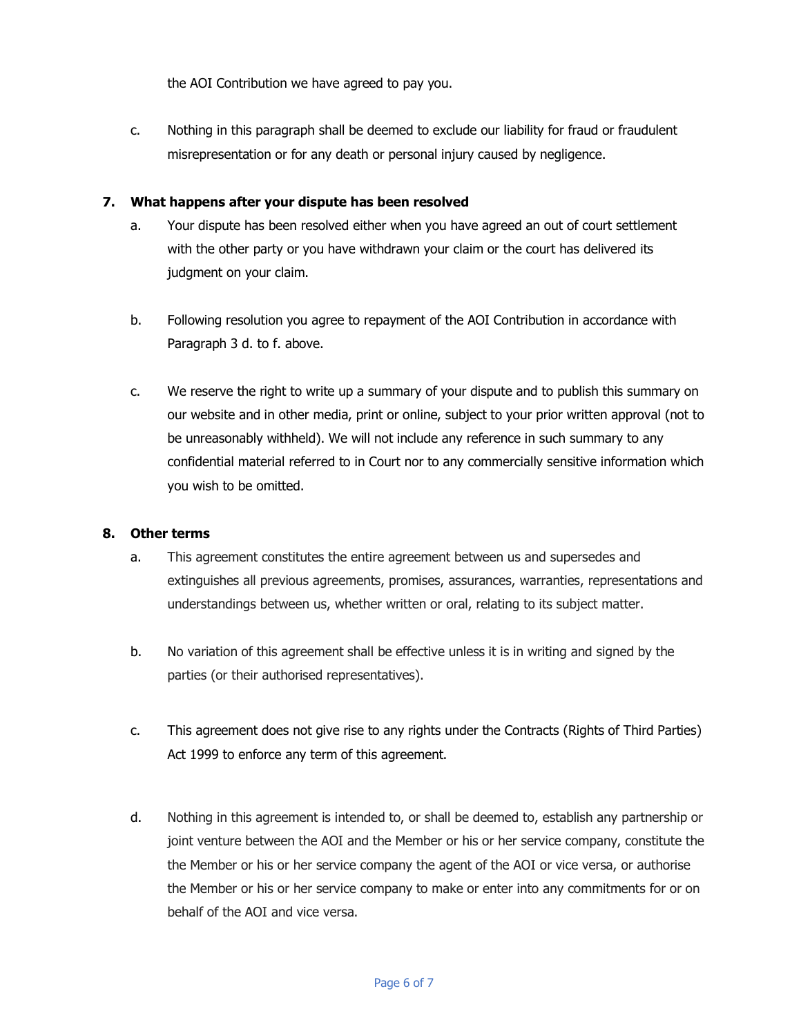the AOI Contribution we have agreed to pay you.

c. Nothing in this paragraph shall be deemed to exclude our liability for fraud or fraudulent misrepresentation or for any death or personal injury caused by negligence.

**7. What happens after your dispute has been resolved**

a. Your dispute has been resolved either when you have agreed an out of court settlement with the other party or you have withdrawn your claim or the court has delivered its judgment on your claim.

b. Following resolution you agree to repayment of the AOI Contribution in accordance with Paragraph 3 d. to f. above.

c. We reserve the right to write up a summary of your dispute and to publish this summary on our website and in other media, print or online, subject to your prior written approval (not to be unreasonably withheld). We will not include any reference in such summary to any confidential material referred to in Court nor to any commercially sensitive information which you wish to be omitted.

**8. Other terms**

a. This agreement constitutes the entire agreement between us and supersedes and extinguishes all previous agreements, promises, assurances, warranties, representations and understandings between us, whether written or oral, relating to its subject matter.

b. No variation of this agreement shall be effective unless it is in writing and signed by the parties (or their authorised representatives).

c. This agreement does not give rise to any rights under the Contracts (Rights of Third Parties) Act 1999 to enforce any term of this agreement.

d. Nothing in this agreement is intended to, or shall be deemed to, establish any partnership or joint venture between the AOI and the Member or his or her service company, constitute the the Member or his or her service company the agent of the AOI or vice versa, or authorise the Member or his or her service company to make or enter into any commitments for or on behalf of the AOI and vice versa.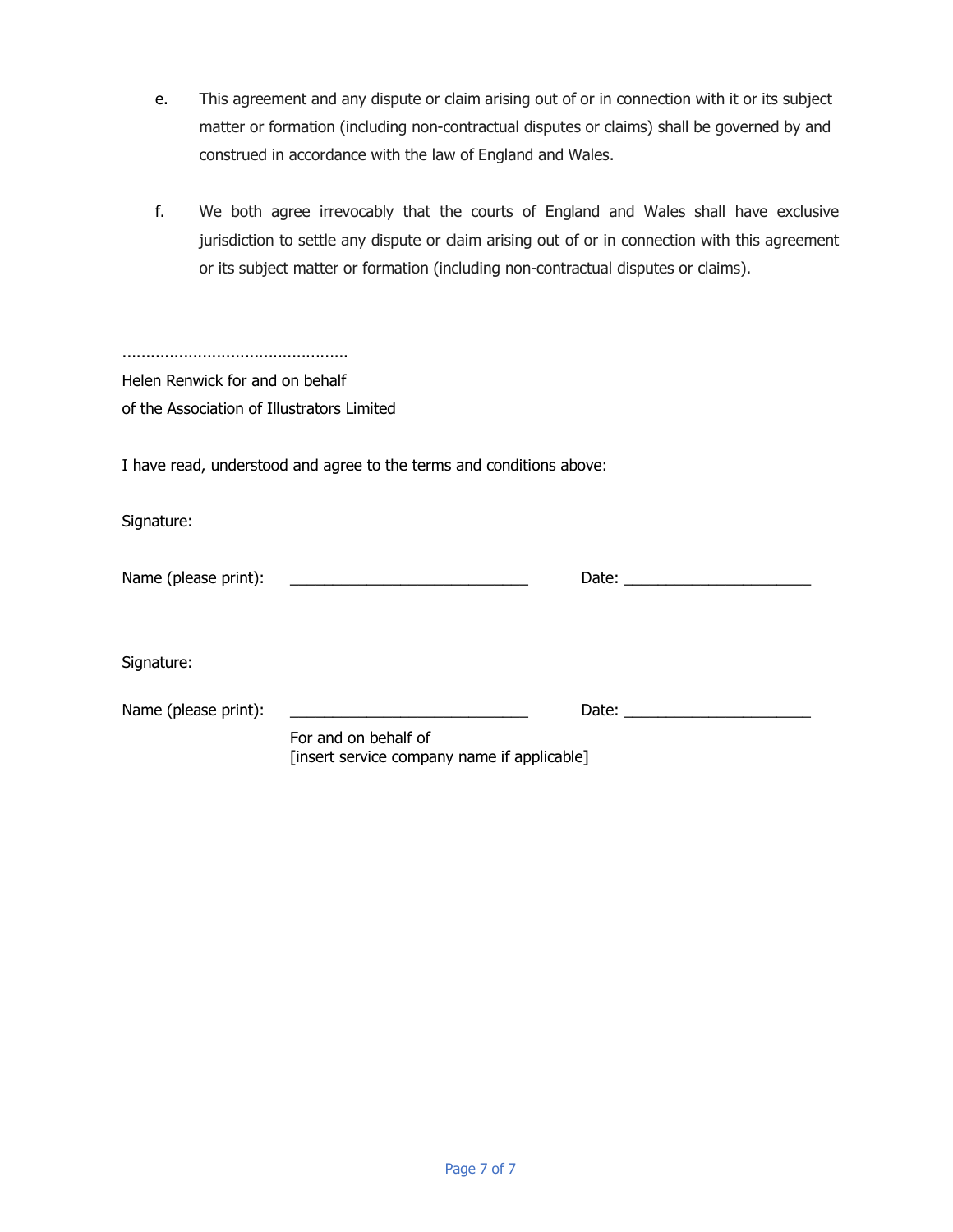e. This agreement and any dispute or claim arising out of or in connection with it or its subject matter or formation (including non-contractual disputes or claims) shall be governed by and construed in accordance with the law of England and Wales.

f. We both agree irrevocably that the courts of England and Wales shall have exclusive jurisdiction to settle any dispute or claim arising out of or in connection with this agreement or its subject matter or formation (including non-contractual disputes or claims).

……………………………………………

Helen Renwick for and on behalf
of the Association of Illustrators Limited

I have read, understood and agree to the terms and conditions above:

Signature:

Name (please print): ____________________________ Date: ______________________

Signature:

Name (please print): ____________________________ Date: ______________________

For and on behalf of
[insert service company name if applicable]